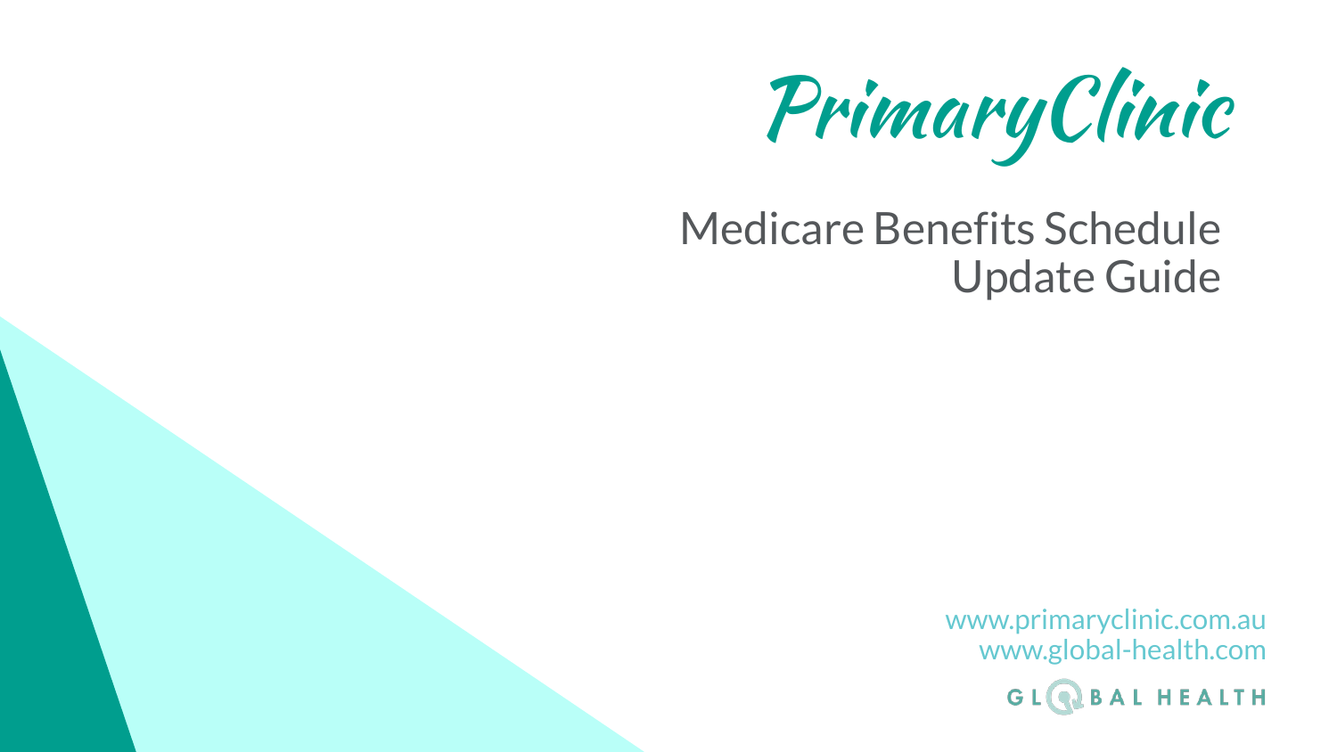# PrimaryClinic

## Medicare Benefits Schedule Update Guide

www.primaryclinic.com.au
www.global-health.com

GLOBAL HEALTH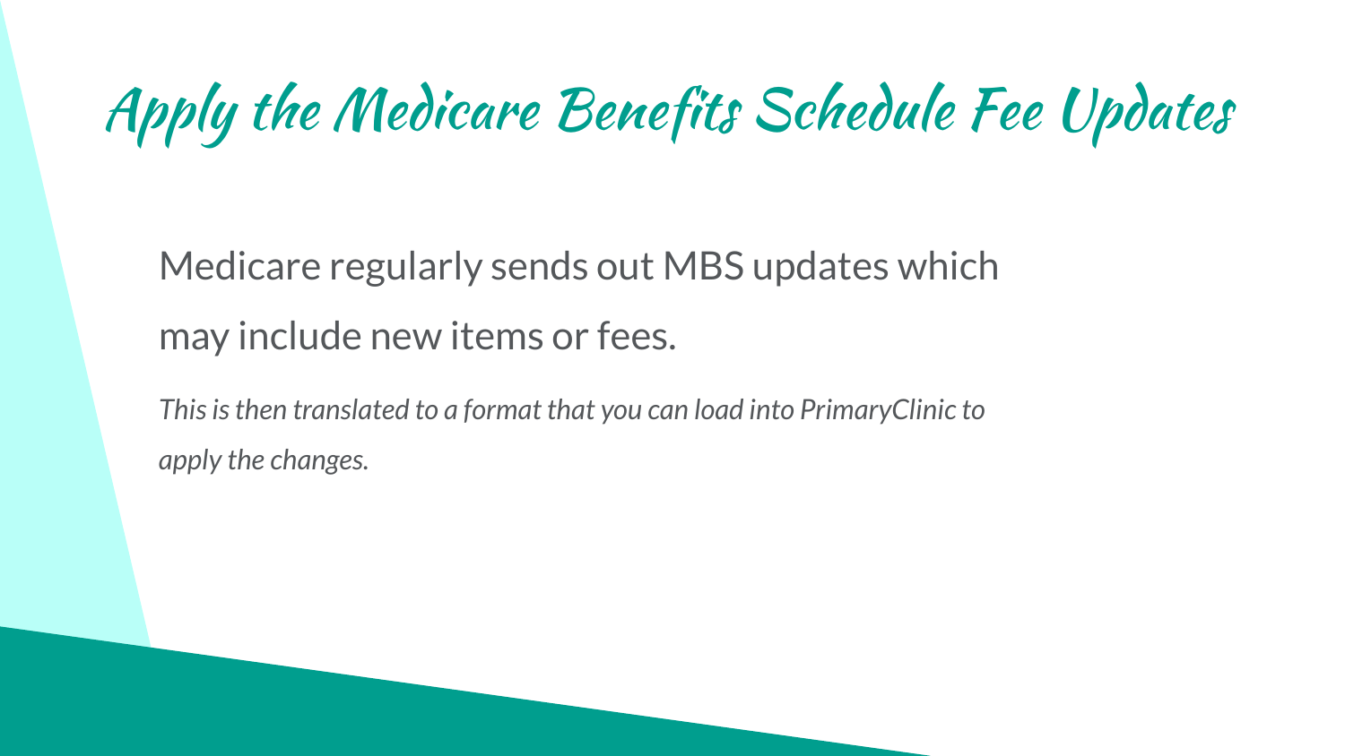# Apply the Medicare Benefits Schedule Fee Updates

Medicare regularly sends out MBS updates which may include new items or fees.

*This is then translated to a format that you can load into PrimaryClinic to apply the changes.*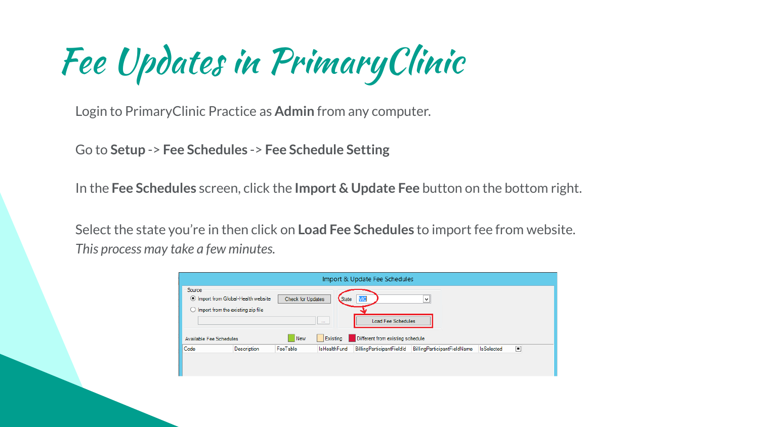# Fee Updates in PrimaryClinic

Login to PrimaryClinic Practice as **Admin** from any computer.

Go to **Setup** -> **Fee Schedules** -> **Fee Schedule Setting**

In the **Fee Schedules** screen, click the **Import & Update Fee** button on the bottom right.

Select the state you're in then click on **Load Fee Schedules** to import fee from website.
*This process may take a few minutes.*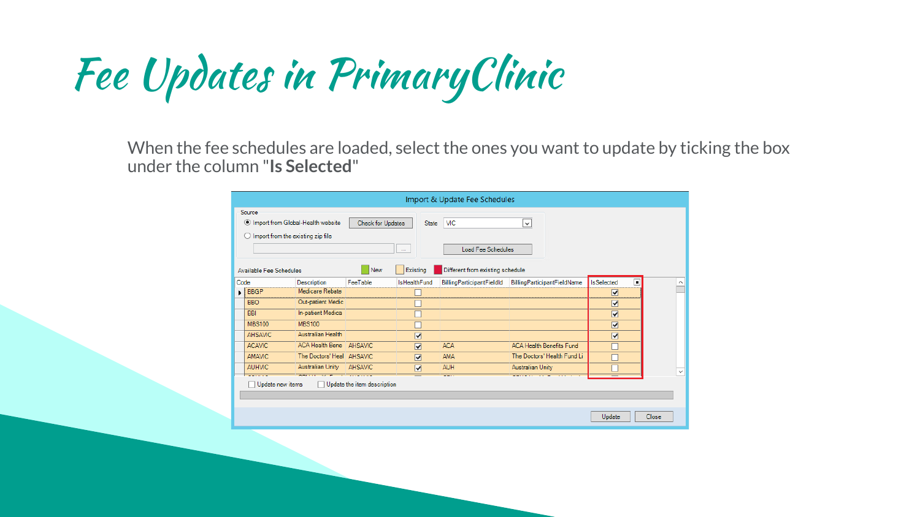# Fee Updates in PrimaryClinic

When the fee schedules are loaded, select the ones you want to update by ticking the box under the column "**Is Selected**"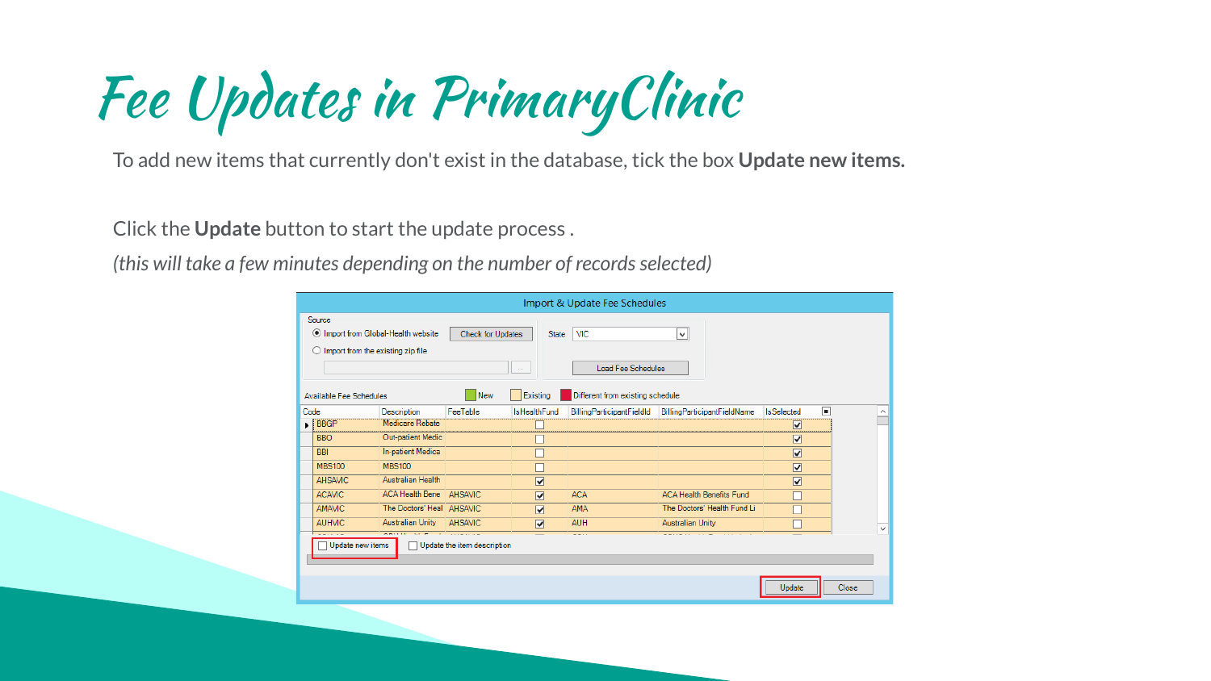# Fee Updates in PrimaryClinic

To add new items that currently don't exist in the database, tick the box **Update new items.**

Click the **Update** button to start the update process .

*(this will take a few minutes depending on the number of records selected)*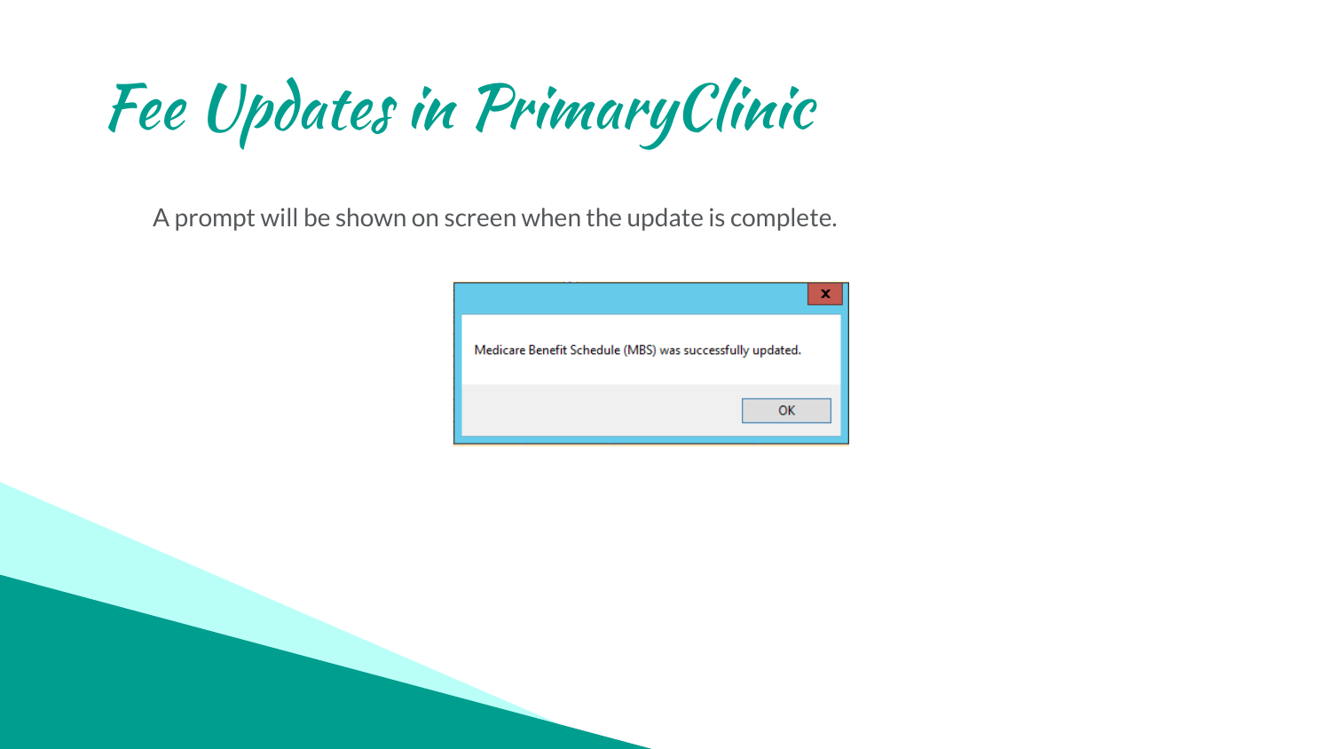# Fee Updates in PrimaryClinic

A prompt will be shown on screen when the update is complete.

Medicare Benefit Schedule (MBS) was successfully updated.

OK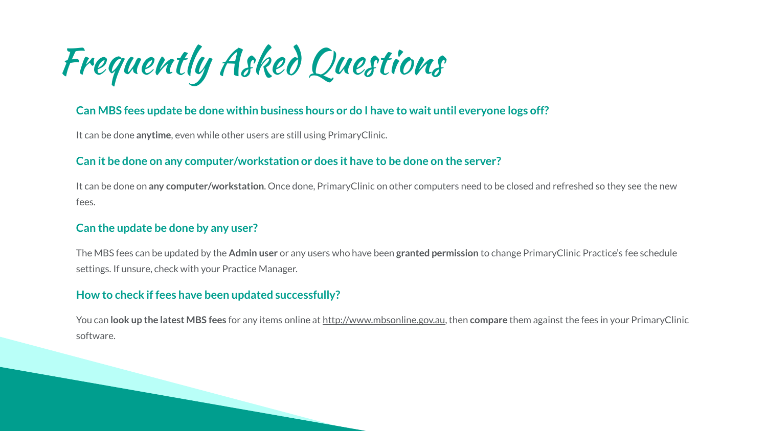# Frequently Asked Questions

### Can MBS fees update be done within business hours or do I have to wait until everyone logs off?

It can be done **anytime**, even while other users are still using PrimaryClinic.

### Can it be done on any computer/workstation or does it have to be done on the server?

It can be done on **any computer/workstation**. Once done, PrimaryClinic on other computers need to be closed and refreshed so they see the new fees.

### Can the update be done by any user?

The MBS fees can be updated by the **Admin user** or any users who have been **granted permission** to change PrimaryClinic Practice's fee schedule settings. If unsure, check with your Practice Manager.

### How to check if fees have been updated successfully?

You can **look up the latest MBS fees** for any items online at http://www.mbsonline.gov.au, then **compare** them against the fees in your PrimaryClinic software.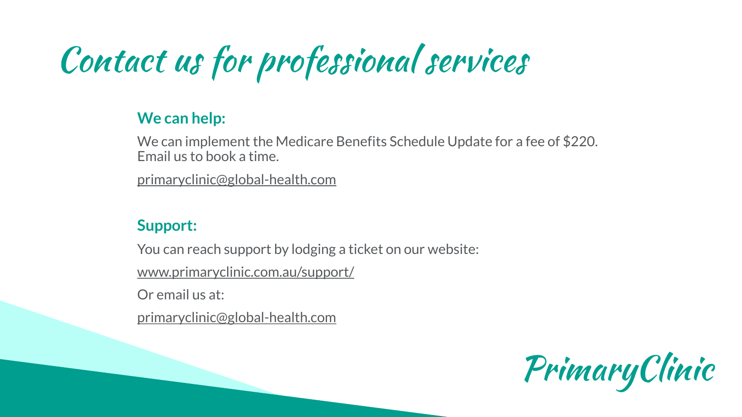# Contact us for professional services

**We can help:**

We can implement the Medicare Benefits Schedule Update for a fee of $220.
Email us to book a time.

primaryclinic@global-health.com

**Support:**

You can reach support by lodging a ticket on our website:

www.primaryclinic.com.au/support/

Or email us at:

primaryclinic@global-health.com

PrimaryClinic